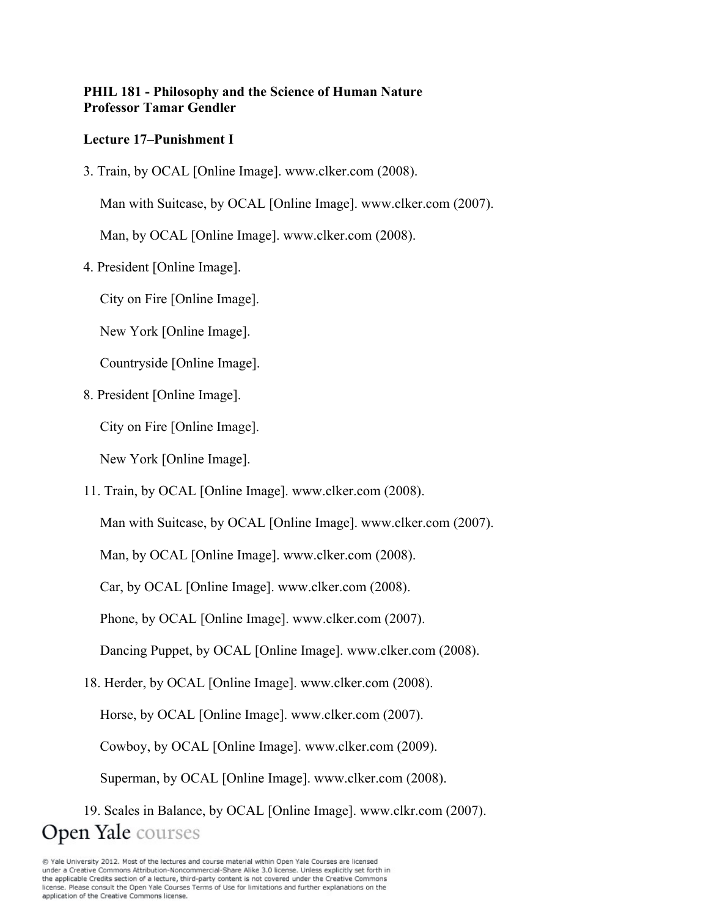**PHIL 181 - Philosophy and the Science of Human Nature**
**Professor Tamar Gendler**

**Lecture 17–Punishment I**

3. Train, by OCAL [Online Image]. www.clker.com (2008).

   Man with Suitcase, by OCAL [Online Image]. www.clker.com (2007).

   Man, by OCAL [Online Image]. www.clker.com (2008).

4. President [Online Image].

   City on Fire [Online Image].

   New York [Online Image].

   Countryside [Online Image].

8. President [Online Image].

   City on Fire [Online Image].

   New York [Online Image].

11. Train, by OCAL [Online Image]. www.clker.com (2008).

    Man with Suitcase, by OCAL [Online Image]. www.clker.com (2007).

    Man, by OCAL [Online Image]. www.clker.com (2008).

    Car, by OCAL [Online Image]. www.clker.com (2008).

    Phone, by OCAL [Online Image]. www.clker.com (2007).

    Dancing Puppet, by OCAL [Online Image]. www.clker.com (2008).

18. Herder, by OCAL [Online Image]. www.clker.com (2008).

    Horse, by OCAL [Online Image]. www.clker.com (2007).

    Cowboy, by OCAL [Online Image]. www.clker.com (2009).

    Superman, by OCAL [Online Image]. www.clker.com (2008).

19. Scales in Balance, by OCAL [Online Image]. www.clkr.com (2007).

Open Yale courses

© Yale University 2012. Most of the lectures and course material within Open Yale Courses are licensed under a Creative Commons Attribution-Noncommercial-Share Alike 3.0 license. Unless explicitly set forth in the applicable Credits section of a lecture, third-party content is not covered under the Creative Commons license. Please consult the Open Yale Courses Terms of Use for limitations and further explanations on the application of the Creative Commons license.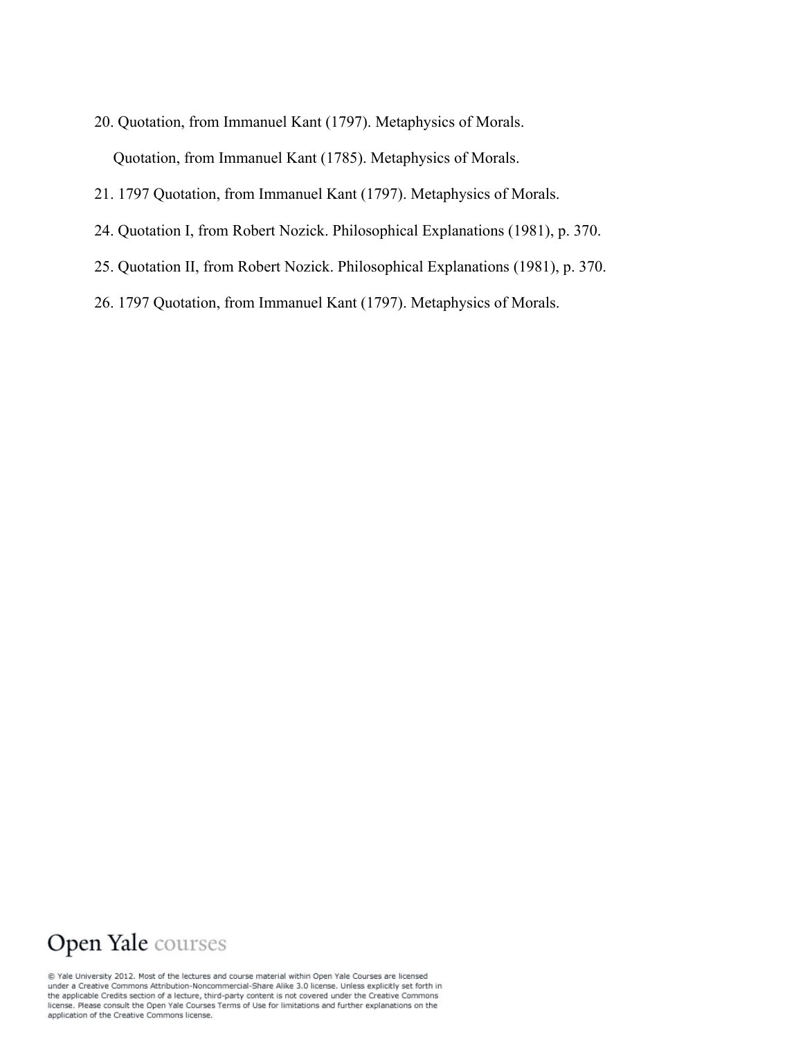20. Quotation, from Immanuel Kant (1797). Metaphysics of Morals.

    Quotation, from Immanuel Kant (1785). Metaphysics of Morals.

21. 1797 Quotation, from Immanuel Kant (1797). Metaphysics of Morals.

24. Quotation I, from Robert Nozick. Philosophical Explanations (1981), p. 370.

25. Quotation II, from Robert Nozick. Philosophical Explanations (1981), p. 370.

26. 1797 Quotation, from Immanuel Kant (1797). Metaphysics of Morals.

Open Yale courses

© Yale University 2012. Most of the lectures and course material within Open Yale Courses are licensed under a Creative Commons Attribution-Noncommercial-Share Alike 3.0 license. Unless explicitly set forth in the applicable Credits section of a lecture, third-party content is not covered under the Creative Commons license. Please consult the Open Yale Courses Terms of Use for limitations and further explanations on the application of the Creative Commons license.